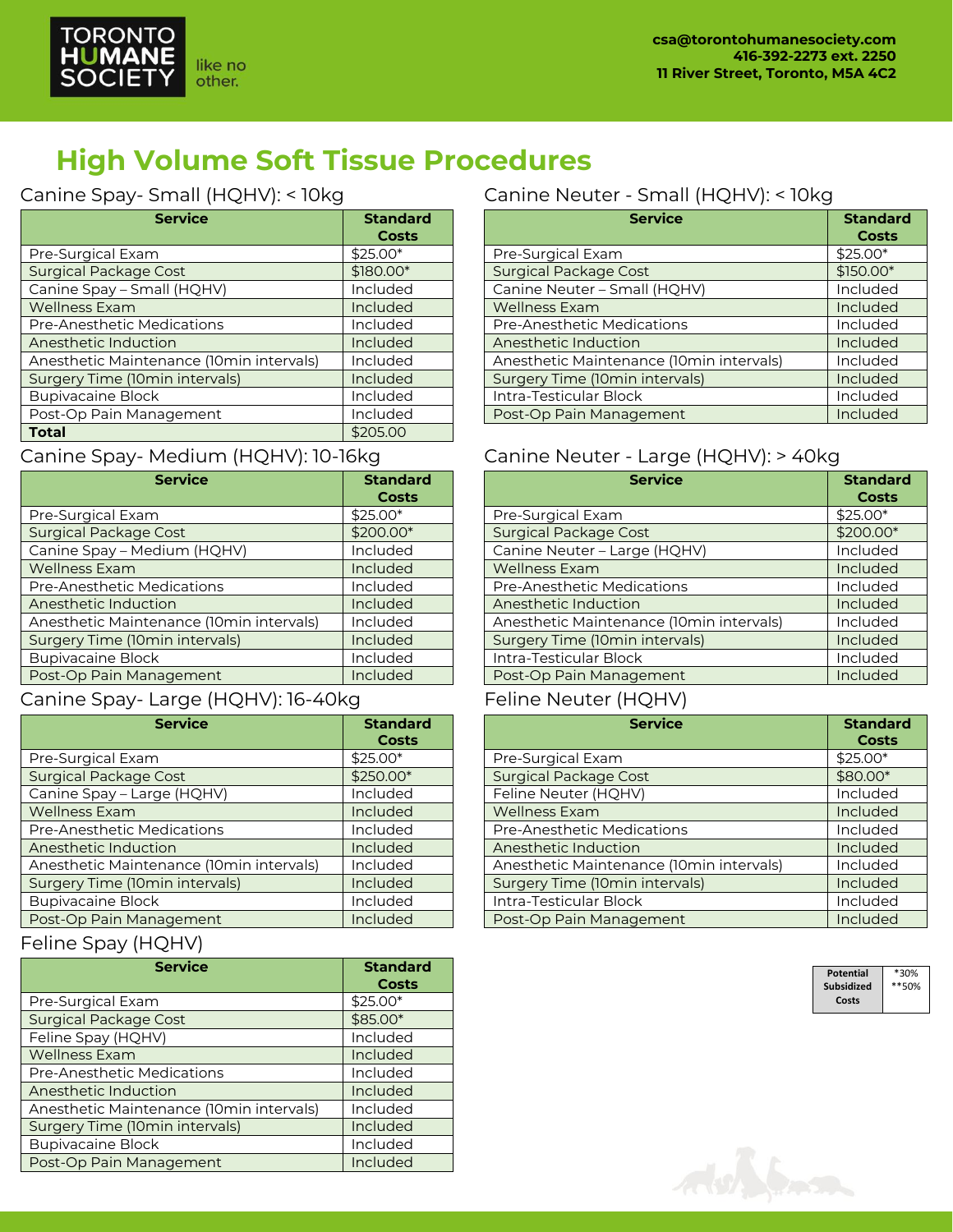**TORONTO HUMANE SOCIETY** like no other.

csa@torontohumanesociety.com
416-392-2273 ext. 2250
11 River Street, Toronto, M5A 4C2

# High Volume Soft Tissue Procedures

## Canine Spay- Small (HQHV): < 10kg

| Service | Standard Costs |
|---|---|
| Pre-Surgical Exam | $25.00* |
| Surgical Package Cost | $180.00* |
| Canine Spay – Small (HQHV) | Included |
| Wellness Exam | Included |
| Pre-Anesthetic Medications | Included |
| Anesthetic Induction | Included |
| Anesthetic Maintenance (10min intervals) | Included |
| Surgery Time (10min intervals) | Included |
| Bupivacaine Block | Included |
| Post-Op Pain Management | Included |
| **Total** | $205.00 |

## Canine Spay- Medium (HQHV): 10-16kg

| Service | Standard Costs |
|---|---|
| Pre-Surgical Exam | $25.00* |
| Surgical Package Cost | $200.00* |
| Canine Spay – Medium (HQHV) | Included |
| Wellness Exam | Included |
| Pre-Anesthetic Medications | Included |
| Anesthetic Induction | Included |
| Anesthetic Maintenance (10min intervals) | Included |
| Surgery Time (10min intervals) | Included |
| Bupivacaine Block | Included |
| Post-Op Pain Management | Included |

## Canine Spay- Large (HQHV): 16-40kg

| Service | Standard Costs |
|---|---|
| Pre-Surgical Exam | $25.00* |
| Surgical Package Cost | $250.00* |
| Canine Spay – Large (HQHV) | Included |
| Wellness Exam | Included |
| Pre-Anesthetic Medications | Included |
| Anesthetic Induction | Included |
| Anesthetic Maintenance (10min intervals) | Included |
| Surgery Time (10min intervals) | Included |
| Bupivacaine Block | Included |
| Post-Op Pain Management | Included |

## Feline Spay (HQHV)

| Service | Standard Costs |
|---|---|
| Pre-Surgical Exam | $25.00* |
| Surgical Package Cost | $85.00* |
| Feline Spay (HQHV) | Included |
| Wellness Exam | Included |
| Pre-Anesthetic Medications | Included |
| Anesthetic Induction | Included |
| Anesthetic Maintenance (10min intervals) | Included |
| Surgery Time (10min intervals) | Included |
| Bupivacaine Block | Included |
| Post-Op Pain Management | Included |

## Canine Neuter - Small (HQHV): < 10kg

| Service | Standard Costs |
|---|---|
| Pre-Surgical Exam | $25.00* |
| Surgical Package Cost | $150.00* |
| Canine Neuter – Small (HQHV) | Included |
| Wellness Exam | Included |
| Pre-Anesthetic Medications | Included |
| Anesthetic Induction | Included |
| Anesthetic Maintenance (10min intervals) | Included |
| Surgery Time (10min intervals) | Included |
| Intra-Testicular Block | Included |
| Post-Op Pain Management | Included |

## Canine Neuter - Large (HQHV): > 40kg

| Service | Standard Costs |
|---|---|
| Pre-Surgical Exam | $25.00* |
| Surgical Package Cost | $200.00* |
| Canine Neuter – Large (HQHV) | Included |
| Wellness Exam | Included |
| Pre-Anesthetic Medications | Included |
| Anesthetic Induction | Included |
| Anesthetic Maintenance (10min intervals) | Included |
| Surgery Time (10min intervals) | Included |
| Intra-Testicular Block | Included |
| Post-Op Pain Management | Included |

## Feline Neuter (HQHV)

| Service | Standard Costs |
|---|---|
| Pre-Surgical Exam | $25.00* |
| Surgical Package Cost | $80.00* |
| Feline Neuter (HQHV) | Included |
| Wellness Exam | Included |
| Pre-Anesthetic Medications | Included |
| Anesthetic Induction | Included |
| Anesthetic Maintenance (10min intervals) | Included |
| Surgery Time (10min intervals) | Included |
| Intra-Testicular Block | Included |
| Post-Op Pain Management | Included |

| Potential Subsidized Costs | *30% **50% |
|---|---|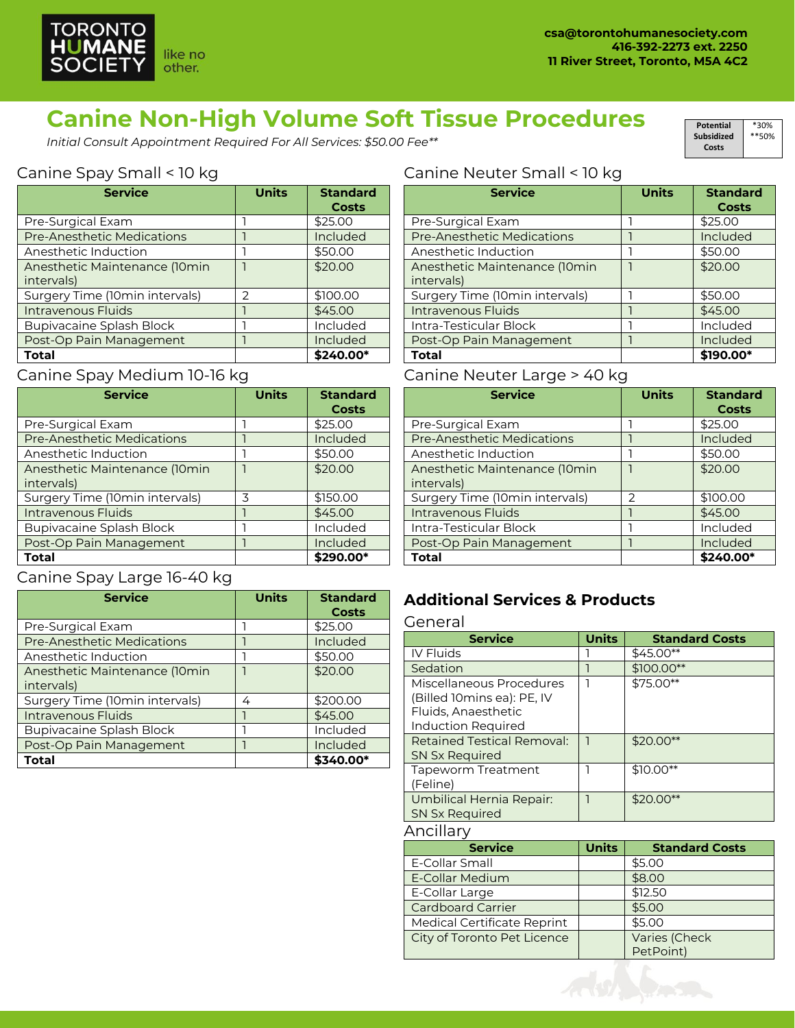TORONTO HUMANE SOCIETY like no other.

csa@torontohumanesociety.com
416-392-2273 ext. 2250
11 River Street, Toronto, M5A 4C2

# Canine Non-High Volume Soft Tissue Procedures

*Initial Consult Appointment Required For All Services: $50.00 Fee***

| Potential Subsidized Costs | *30% **50% |
|---|---|

## Canine Spay Small < 10 kg

| Service | Units | Standard Costs |
|---|---|---|
| Pre-Surgical Exam | 1 | $25.00 |
| Pre-Anesthetic Medications | 1 | Included |
| Anesthetic Induction | 1 | $50.00 |
| Anesthetic Maintenance (10min intervals) | 1 | $20.00 |
| Surgery Time (10min intervals) | 2 | $100.00 |
| Intravenous Fluids | 1 | $45.00 |
| Bupivacaine Splash Block | 1 | Included |
| Post-Op Pain Management | 1 | Included |
| **Total** | | **$240.00*** |

## Canine Spay Medium 10-16 kg

| Service | Units | Standard Costs |
|---|---|---|
| Pre-Surgical Exam | 1 | $25.00 |
| Pre-Anesthetic Medications | 1 | Included |
| Anesthetic Induction | 1 | $50.00 |
| Anesthetic Maintenance (10min intervals) | 1 | $20.00 |
| Surgery Time (10min intervals) | 3 | $150.00 |
| Intravenous Fluids | 1 | $45.00 |
| Bupivacaine Splash Block | 1 | Included |
| Post-Op Pain Management | 1 | Included |
| **Total** | | **$290.00*** |

## Canine Spay Large 16-40 kg

| Service | Units | Standard Costs |
|---|---|---|
| Pre-Surgical Exam | 1 | $25.00 |
| Pre-Anesthetic Medications | 1 | Included |
| Anesthetic Induction | 1 | $50.00 |
| Anesthetic Maintenance (10min intervals) | 1 | $20.00 |
| Surgery Time (10min intervals) | 4 | $200.00 |
| Intravenous Fluids | 1 | $45.00 |
| Bupivacaine Splash Block | 1 | Included |
| Post-Op Pain Management | 1 | Included |
| **Total** | | **$340.00*** |

## Canine Neuter Small < 10 kg

| Service | Units | Standard Costs |
|---|---|---|
| Pre-Surgical Exam | 1 | $25.00 |
| Pre-Anesthetic Medications | 1 | Included |
| Anesthetic Induction | 1 | $50.00 |
| Anesthetic Maintenance (10min intervals) | 1 | $20.00 |
| Surgery Time (10min intervals) | 1 | $50.00 |
| Intravenous Fluids | 1 | $45.00 |
| Intra-Testicular Block | 1 | Included |
| Post-Op Pain Management | 1 | Included |
| **Total** | | **$190.00*** |

## Canine Neuter Large > 40 kg

| Service | Units | Standard Costs |
|---|---|---|
| Pre-Surgical Exam | 1 | $25.00 |
| Pre-Anesthetic Medications | 1 | Included |
| Anesthetic Induction | 1 | $50.00 |
| Anesthetic Maintenance (10min intervals) | 1 | $20.00 |
| Surgery Time (10min intervals) | 2 | $100.00 |
| Intravenous Fluids | 1 | $45.00 |
| Intra-Testicular Block | 1 | Included |
| Post-Op Pain Management | 1 | Included |
| **Total** | | **$240.00*** |

## Additional Services & Products

### General

| Service | Units | Standard Costs |
|---|---|---|
| IV Fluids | 1 | $45.00** |
| Sedation | 1 | $100.00** |
| Miscellaneous Procedures (Billed 10mins ea): PE, IV Fluids, Anaesthetic Induction Required | 1 | $75.00** |
| Retained Testical Removal: SN Sx Required | 1 | $20.00** |
| Tapeworm Treatment (Feline) | 1 | $10.00** |
| Umbilical Hernia Repair: SN Sx Required | 1 | $20.00** |

### Ancillary

| Service | Units | Standard Costs |
|---|---|---|
| E-Collar Small | | $5.00 |
| E-Collar Medium | | $8.00 |
| E-Collar Large | | $12.50 |
| Cardboard Carrier | | $5.00 |
| Medical Certificate Reprint | | $5.00 |
| City of Toronto Pet Licence | | Varies (Check PetPoint) |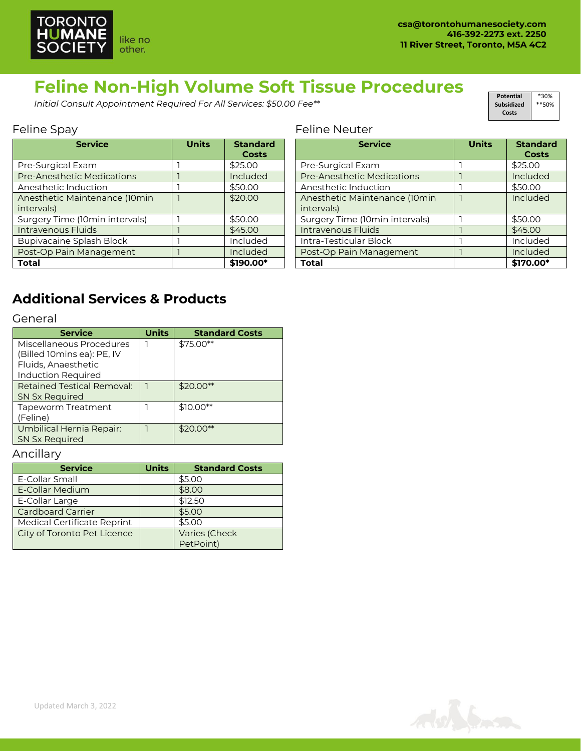TORONTO HUMANE SOCIETY like no other.

csa@torontohumanesociety.com
416-392-2273 ext. 2250
11 River Street, Toronto, M5A 4C2

# Feline Non-High Volume Soft Tissue Procedures

*Initial Consult Appointment Required For All Services: $50.00 Fee***

| Potential Subsidized Costs | *30% **50% |
|---|---|

### Feline Spay

| Service | Units | Standard Costs |
|---|---|---|
| Pre-Surgical Exam | 1 | $25.00 |
| Pre-Anesthetic Medications | 1 | Included |
| Anesthetic Induction | 1 | $50.00 |
| Anesthetic Maintenance (10min intervals) | 1 | $20.00 |
| Surgery Time (10min intervals) | 1 | $50.00 |
| Intravenous Fluids | 1 | $45.00 |
| Bupivacaine Splash Block | 1 | Included |
| Post-Op Pain Management | 1 | Included |
| **Total** | | **$190.00*** |

### Feline Neuter

| Service | Units | Standard Costs |
|---|---|---|
| Pre-Surgical Exam | 1 | $25.00 |
| Pre-Anesthetic Medications | 1 | Included |
| Anesthetic Induction | 1 | $50.00 |
| Anesthetic Maintenance (10min intervals) | 1 | Included |
| Surgery Time (10min intervals) | 1 | $50.00 |
| Intravenous Fluids | 1 | $45.00 |
| Intra-Testicular Block | 1 | Included |
| Post-Op Pain Management | 1 | Included |
| **Total** | | **$170.00*** |

## Additional Services & Products

### General

| Service | Units | Standard Costs |
|---|---|---|
| Miscellaneous Procedures (Billed 10mins ea): PE, IV Fluids, Anaesthetic Induction Required | 1 | $75.00** |
| Retained Testical Removal: SN Sx Required | 1 | $20.00** |
| Tapeworm Treatment (Feline) | 1 | $10.00** |
| Umbilical Hernia Repair: SN Sx Required | 1 | $20.00** |

### Ancillary

| Service | Units | Standard Costs |
|---|---|---|
| E-Collar Small | | $5.00 |
| E-Collar Medium | | $8.00 |
| E-Collar Large | | $12.50 |
| Cardboard Carrier | | $5.00 |
| Medical Certificate Reprint | | $5.00 |
| City of Toronto Pet Licence | | Varies (Check PetPoint) |

Updated March 3, 2022